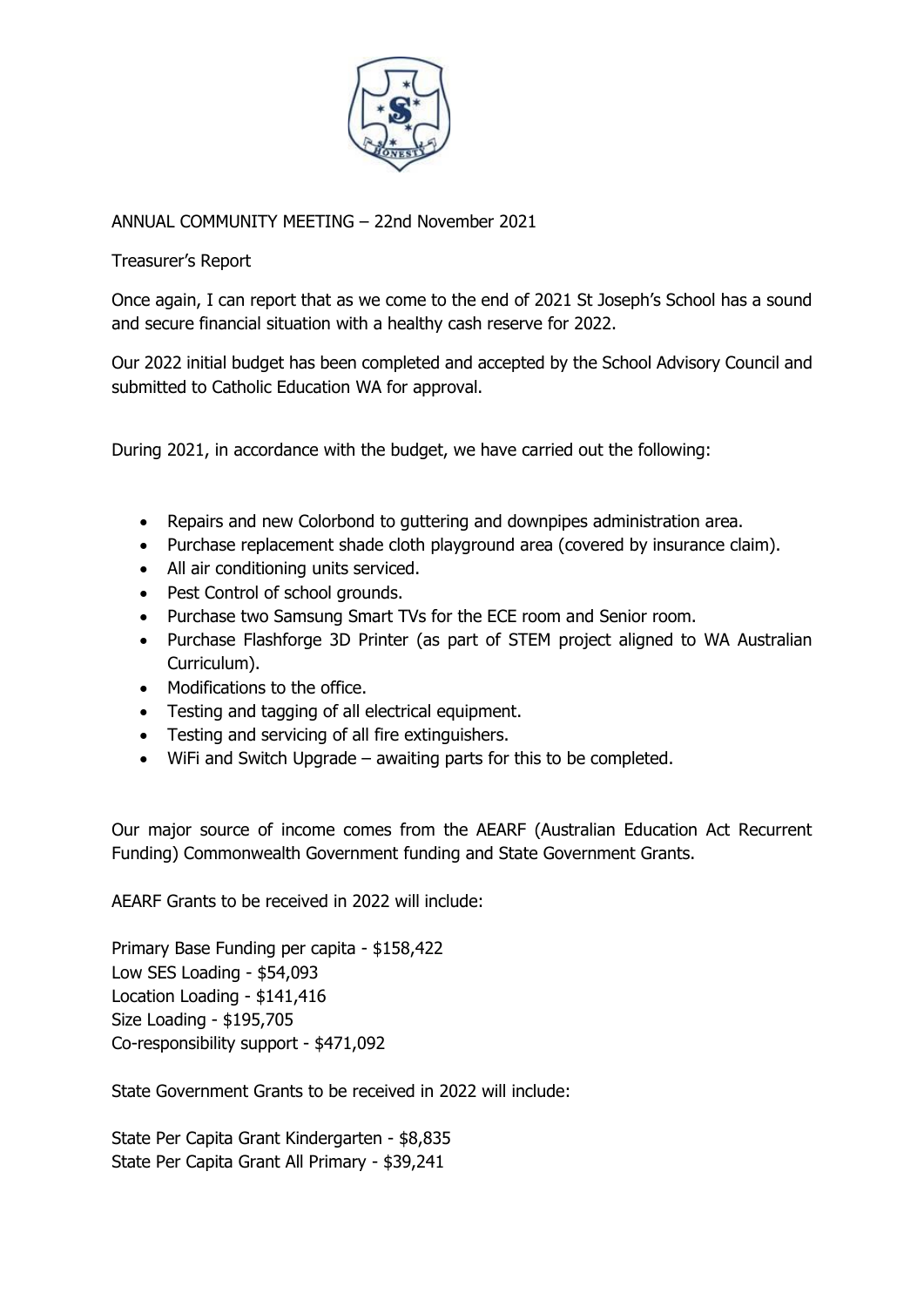ANNUAL COMMUNITY MEETING – 22nd November 2021

Treasurer's Report

Once again, I can report that as we come to the end of 2021 St Joseph's School has a sound and secure financial situation with a healthy cash reserve for 2022.

Our 2022 initial budget has been completed and accepted by the School Advisory Council and submitted to Catholic Education WA for approval.

During 2021, in accordance with the budget, we have carried out the following:

- Repairs and new Colorbond to guttering and downpipes administration area.
- Purchase replacement shade cloth playground area (covered by insurance claim).
- All air conditioning units serviced.
- Pest Control of school grounds.
- Purchase two Samsung Smart TVs for the ECE room and Senior room.
- Purchase Flashforge 3D Printer (as part of STEM project aligned to WA Australian Curriculum).
- Modifications to the office.
- Testing and tagging of all electrical equipment.
- Testing and servicing of all fire extinguishers.
- WiFi and Switch Upgrade – awaiting parts for this to be completed.

Our major source of income comes from the AEARF (Australian Education Act Recurrent Funding) Commonwealth Government funding and State Government Grants.

AEARF Grants to be received in 2022 will include:

Primary Base Funding per capita - $158,422
Low SES Loading - $54,093
Location Loading - $141,416
Size Loading - $195,705
Co-responsibility support - $471,092

State Government Grants to be received in 2022 will include:

State Per Capita Grant Kindergarten - $8,835
State Per Capita Grant All Primary - $39,241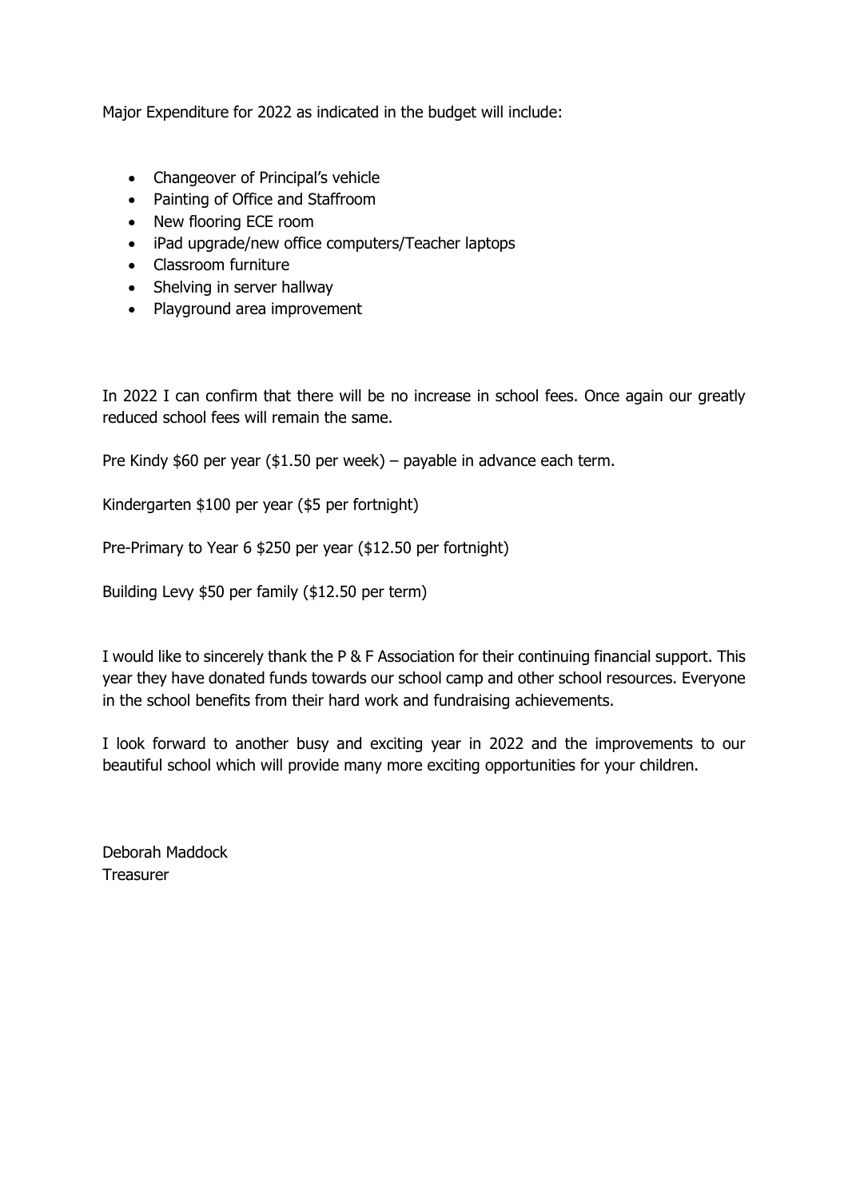Major Expenditure for 2022 as indicated in the budget will include:

- Changeover of Principal's vehicle
- Painting of Office and Staffroom
- New flooring ECE room
- iPad upgrade/new office computers/Teacher laptops
- Classroom furniture
- Shelving in server hallway
- Playground area improvement

In 2022 I can confirm that there will be no increase in school fees. Once again our greatly reduced school fees will remain the same.

Pre Kindy $60 per year ($1.50 per week) – payable in advance each term.

Kindergarten $100 per year ($5 per fortnight)

Pre-Primary to Year 6 $250 per year ($12.50 per fortnight)

Building Levy $50 per family ($12.50 per term)

I would like to sincerely thank the P & F Association for their continuing financial support. This year they have donated funds towards our school camp and other school resources. Everyone in the school benefits from their hard work and fundraising achievements.

I look forward to another busy and exciting year in 2022 and the improvements to our beautiful school which will provide many more exciting opportunities for your children.

Deborah Maddock
Treasurer